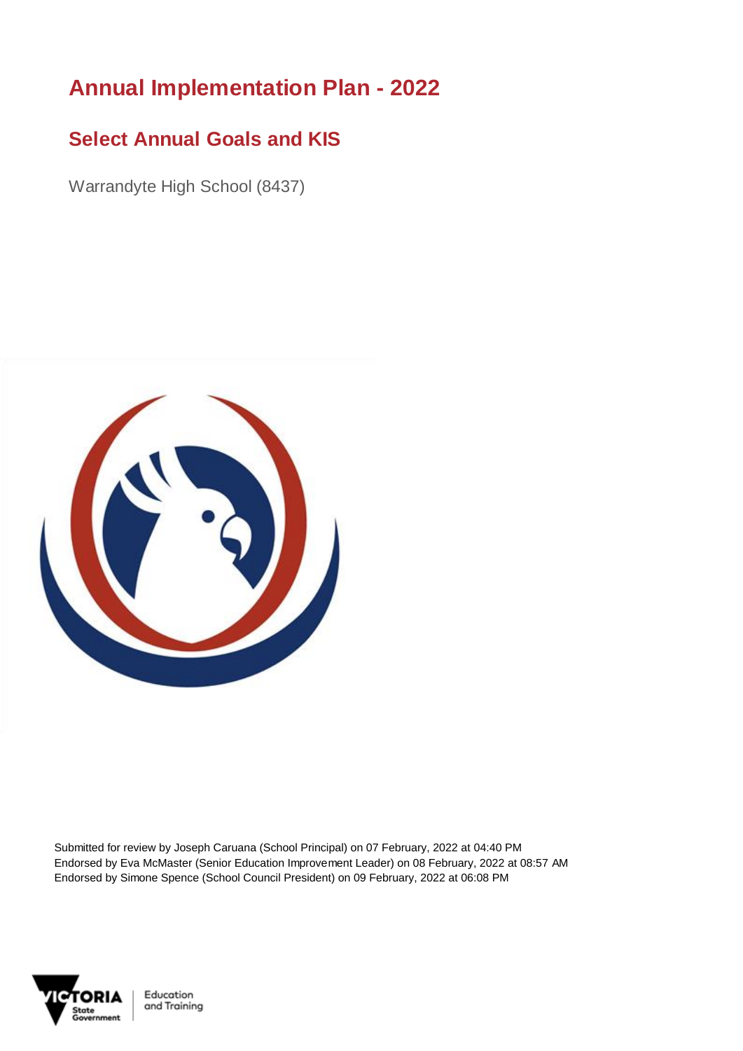# Annual Implementation Plan - 2022

## Select Annual Goals and KIS

Warrandyte High School (8437)

Submitted for review by Joseph Caruana (School Principal) on 07 February, 2022 at 04:40 PM
Endorsed by Eva McMaster (Senior Education Improvement Leader) on 08 February, 2022 at 08:57 AM
Endorsed by Simone Spence (School Council President) on 09 February, 2022 at 06:08 PM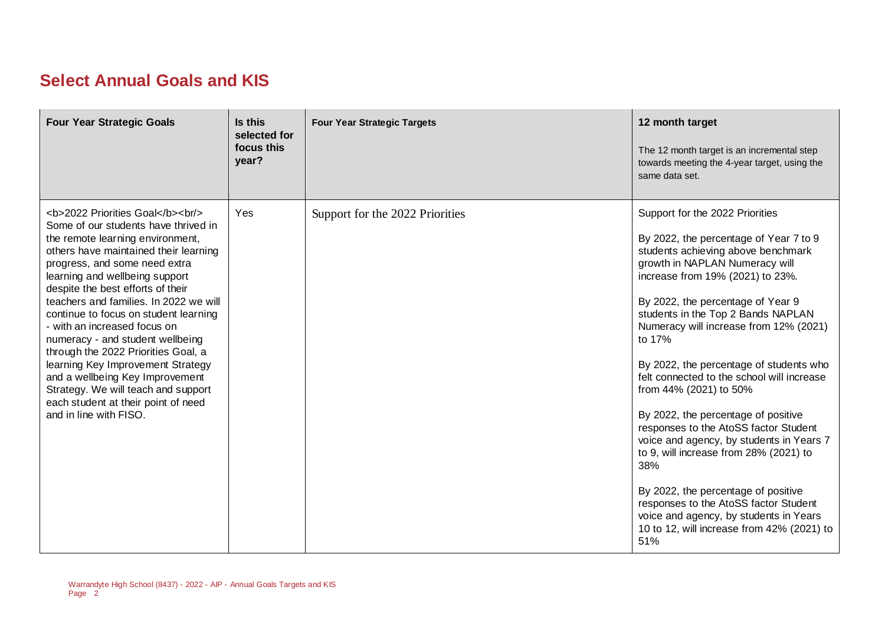## Select Annual Goals and KIS

| Four Year Strategic Goals | Is this selected for focus this year? | Four Year Strategic Targets | 12 month target<br><br>The 12 month target is an incremental step towards meeting the 4-year target, using the same data set. |
| --- | --- | --- | --- |
| <b>2022 Priorities Goal</b><br/> Some of our students have thrived in the remote learning environment, others have maintained their learning progress, and some need extra learning and wellbeing support despite the best efforts of their teachers and families. In 2022 we will continue to focus on student learning - with an increased focus on numeracy - and student wellbeing through the 2022 Priorities Goal, a learning Key Improvement Strategy and a wellbeing Key Improvement Strategy. We will teach and support each student at their point of need and in line with FISO. | Yes | Support for the 2022 Priorities | Support for the 2022 Priorities<br><br>By 2022, the percentage of Year 7 to 9 students achieving above benchmark growth in NAPLAN Numeracy will increase from 19% (2021) to 23%.<br><br>By 2022, the percentage of Year 9 students in the Top 2 Bands NAPLAN Numeracy will increase from 12% (2021) to 17%<br><br>By 2022, the percentage of students who felt connected to the school will increase from 44% (2021) to 50%<br><br>By 2022, the percentage of positive responses to the AtoSS factor Student voice and agency, by students in Years 7 to 9, will increase from 28% (2021) to 38%<br><br>By 2022, the percentage of positive responses to the AtoSS factor Student voice and agency, by students in Years 10 to 12, will increase from 42% (2021) to 51% |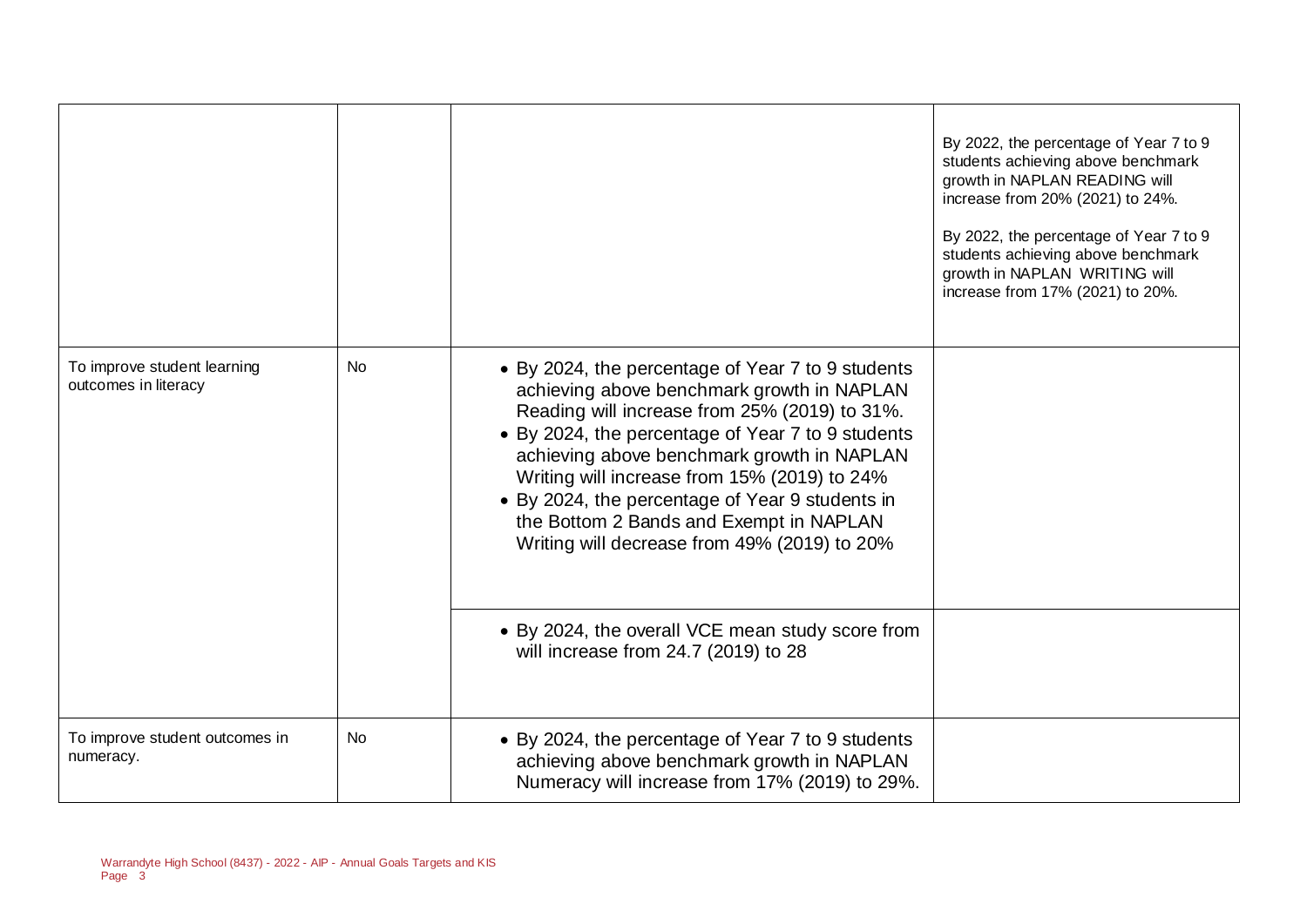| | | | |
|---|---|---|---|
| | | | By 2022, the percentage of Year 7 to 9 students achieving above benchmark growth in NAPLAN READING will increase from 20% (2021) to 24%.<br><br>By 2022, the percentage of Year 7 to 9 students achieving above benchmark growth in NAPLAN WRITING will increase from 17% (2021) to 20%. |
| To improve student learning outcomes in literacy | No | • By 2024, the percentage of Year 7 to 9 students achieving above benchmark growth in NAPLAN Reading will increase from 25% (2019) to 31%.<br>• By 2024, the percentage of Year 7 to 9 students achieving above benchmark growth in NAPLAN Writing will increase from 15% (2019) to 24%<br>• By 2024, the percentage of Year 9 students in the Bottom 2 Bands and Exempt in NAPLAN Writing will decrease from 49% (2019) to 20% | |
| | | • By 2024, the overall VCE mean study score from will increase from 24.7 (2019) to 28 | |
| To improve student outcomes in numeracy. | No | • By 2024, the percentage of Year 7 to 9 students achieving above benchmark growth in NAPLAN Numeracy will increase from 17% (2019) to 29%. | |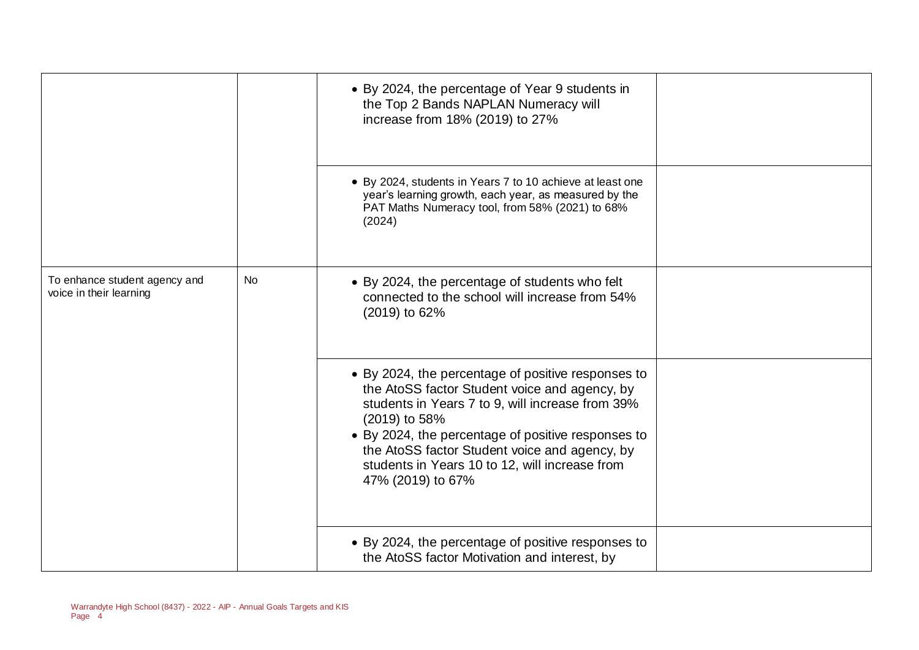| | | | |
|---|---|---|---|
| | | • By 2024, the percentage of Year 9 students in the Top 2 Bands NAPLAN Numeracy will increase from 18% (2019) to 27% | |
| | | • By 2024, students in Years 7 to 10 achieve at least one year's learning growth, each year, as measured by the PAT Maths Numeracy tool, from 58% (2021) to 68% (2024) | |
| To enhance student agency and voice in their learning | No | • By 2024, the percentage of students who felt connected to the school will increase from 54% (2019) to 62% | |
| | | • By 2024, the percentage of positive responses to the AtoSS factor Student voice and agency, by students in Years 7 to 9, will increase from 39% (2019) to 58%<br>• By 2024, the percentage of positive responses to the AtoSS factor Student voice and agency, by students in Years 10 to 12, will increase from 47% (2019) to 67% | |
| | | • By 2024, the percentage of positive responses to the AtoSS factor Motivation and interest, by | |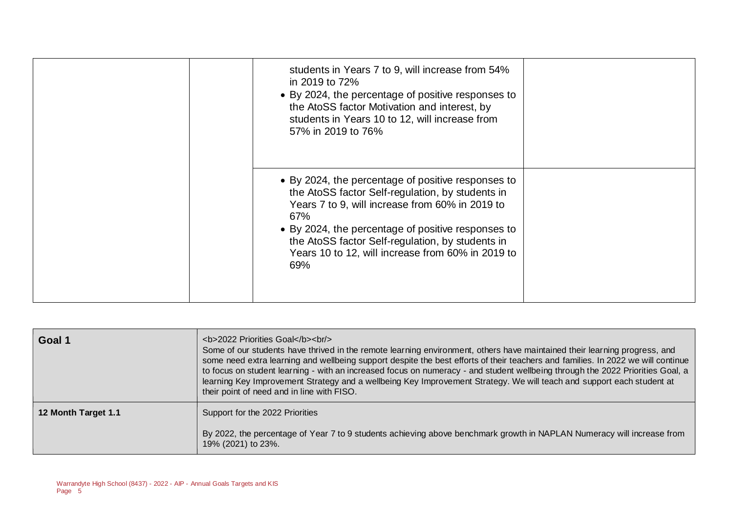| | | | |
|---|---|---|---|
| | | students in Years 7 to 9, will increase from 54% in 2019 to 72%<br>• By 2024, the percentage of positive responses to the AtoSS factor Motivation and interest, by students in Years 10 to 12, will increase from 57% in 2019 to 76% | |
| | | • By 2024, the percentage of positive responses to the AtoSS factor Self-regulation, by students in Years 7 to 9, will increase from 60% in 2019 to 67%<br>• By 2024, the percentage of positive responses to the AtoSS factor Self-regulation, by students in Years 10 to 12, will increase from 60% in 2019 to 69% | |

| | |
|---|---|
| **Goal 1** | <b>2022 Priorities Goal</b><br/> Some of our students have thrived in the remote learning environment, others have maintained their learning progress, and some need extra learning and wellbeing support despite the best efforts of their teachers and families. In 2022 we will continue to focus on student learning - with an increased focus on numeracy - and student wellbeing through the 2022 Priorities Goal, a learning Key Improvement Strategy and a wellbeing Key Improvement Strategy. We will teach and support each student at their point of need and in line with FISO. |
| **12 Month Target 1.1** | Support for the 2022 Priorities<br><br>By 2022, the percentage of Year 7 to 9 students achieving above benchmark growth in NAPLAN Numeracy will increase from 19% (2021) to 23%. |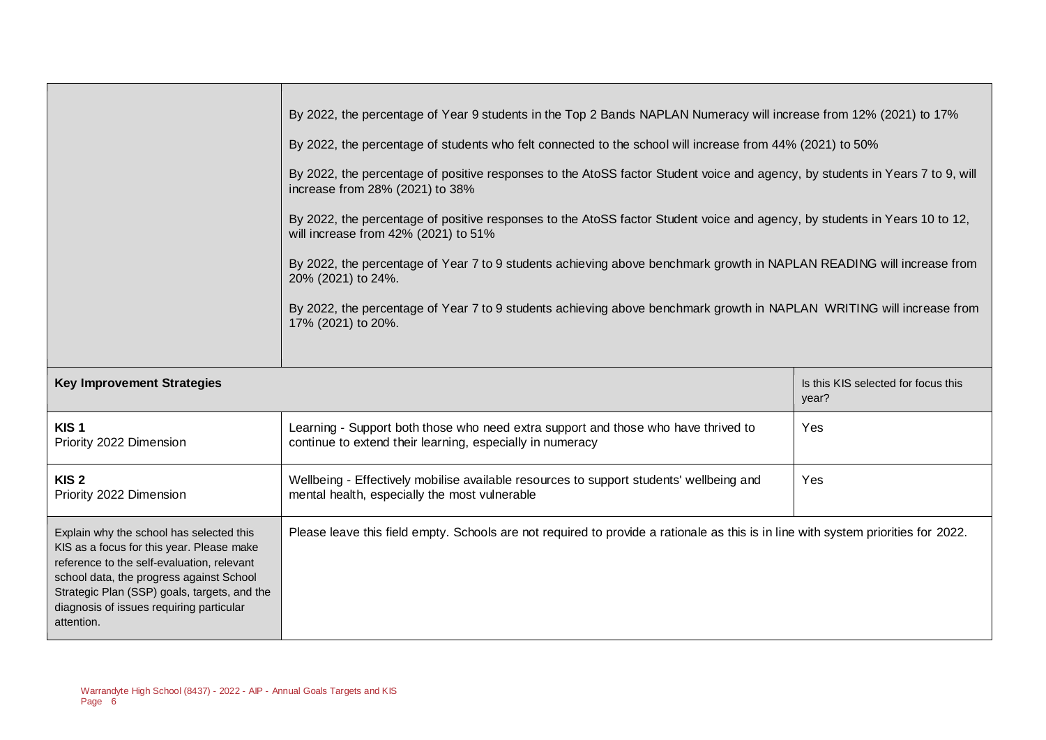| | | |
|---|---|---|
| | By 2022, the percentage of Year 9 students in the Top 2 Bands NAPLAN Numeracy will increase from 12% (2021) to 17%<br><br>By 2022, the percentage of students who felt connected to the school will increase from 44% (2021) to 50%<br><br>By 2022, the percentage of positive responses to the AtoSS factor Student voice and agency, by students in Years 7 to 9, will increase from 28% (2021) to 38%<br><br>By 2022, the percentage of positive responses to the AtoSS factor Student voice and agency, by students in Years 10 to 12, will increase from 42% (2021) to 51%<br><br>By 2022, the percentage of Year 7 to 9 students achieving above benchmark growth in NAPLAN READING will increase from 20% (2021) to 24%.<br><br>By 2022, the percentage of Year 7 to 9 students achieving above benchmark growth in NAPLAN WRITING will increase from 17% (2021) to 20%. | |
| **Key Improvement Strategies** | | Is this KIS selected for focus this year? |
| **KIS 1**<br>Priority 2022 Dimension | Learning - Support both those who need extra support and those who have thrived to continue to extend their learning, especially in numeracy | Yes |
| **KIS 2**<br>Priority 2022 Dimension | Wellbeing - Effectively mobilise available resources to support students' wellbeing and mental health, especially the most vulnerable | Yes |
| Explain why the school has selected this KIS as a focus for this year. Please make reference to the self-evaluation, relevant school data, the progress against School Strategic Plan (SSP) goals, targets, and the diagnosis of issues requiring particular attention. | Please leave this field empty. Schools are not required to provide a rationale as this is in line with system priorities for 2022. | |